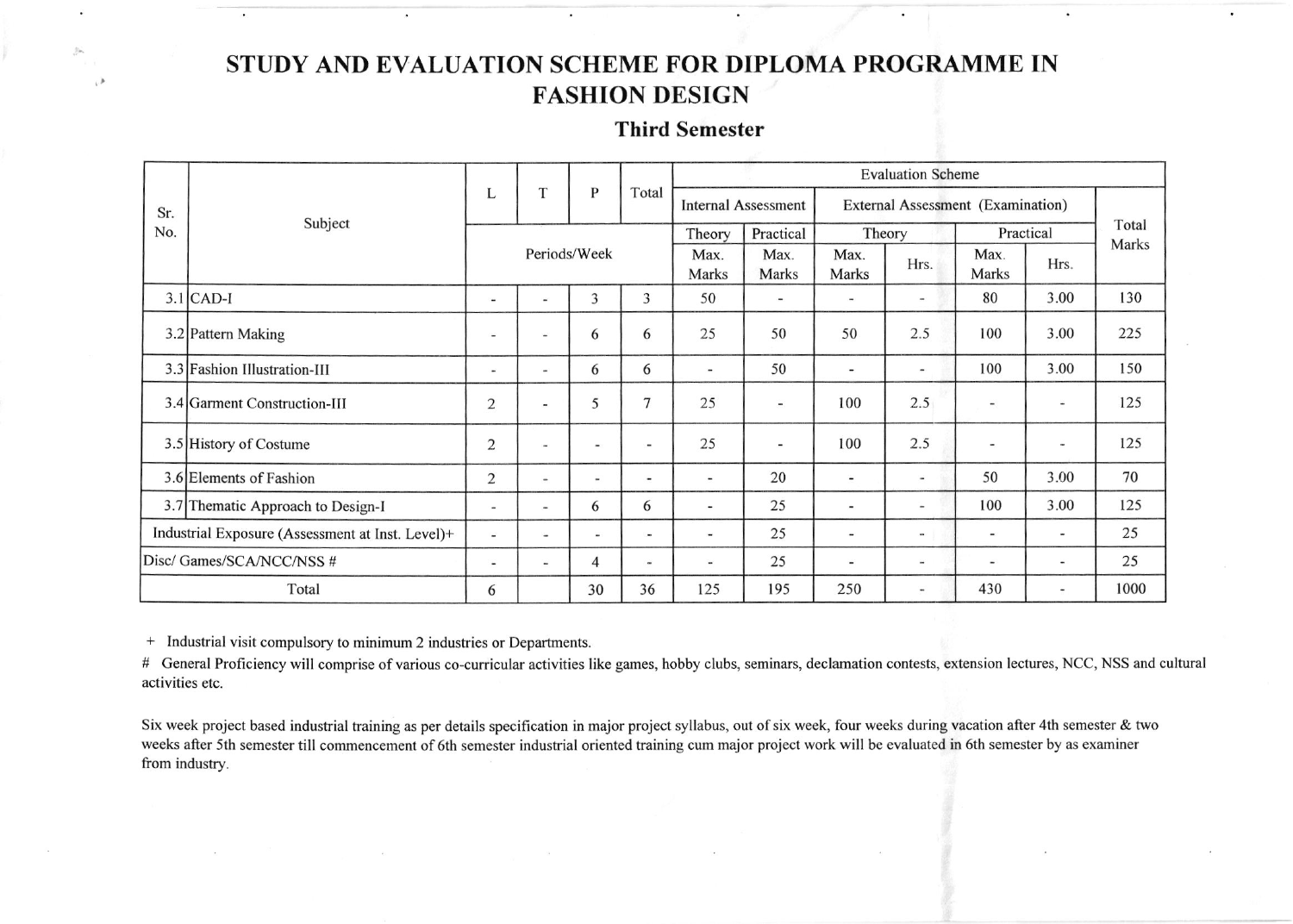# STUDY AND EVALUATION SCHEME FOR DIPLOMA PROGRAMME IN FASHION DESIGN

## Third Semester

| Sr. No. | Subject | L | T | P | Total | Evaluation Scheme | | | | | | Total Marks |
|---|---|---|---|---|---|---|---|---|---|---|---|---|
| | | | | | | Internal Assessment | | External Assessment (Examination) | | | | |
| | | Periods/Week | | | | Theory | Practical | Theory | | Practical | | |
| | | | | | | Max. Marks | Max. Marks | Max. Marks | Hrs. | Max. Marks | Hrs. | |
| 3.1 | CAD-I | - | - | 3 | 3 | 50 | - | - | - | 80 | 3.00 | 130 |
| 3.2 | Pattern Making | - | - | 6 | 6 | 25 | 50 | 50 | 2.5 | 100 | 3.00 | 225 |
| 3.3 | Fashion Illustration-III | - | - | 6 | 6 | - | 50 | - | - | 100 | 3.00 | 150 |
| 3.4 | Garment Construction-III | 2 | - | 5 | 7 | 25 | - | 100 | 2.5 | - | - | 125 |
| 3.5 | History of Costume | 2 | - | - | - | 25 | - | 100 | 2.5 | - | - | 125 |
| 3.6 | Elements of Fashion | 2 | - | - | - | - | 20 | - | - | 50 | 3.00 | 70 |
| 3.7 | Thematic Approach to Design-I | - | - | 6 | 6 | - | 25 | - | - | 100 | 3.00 | 125 |
| Industrial Exposure (Assessment at Inst. Level)+ | | - | - | - | - | - | 25 | - | - | - | - | 25 |
| Disc/ Games/SCA/NCC/NSS # | | - | - | 4 | - | - | 25 | - | - | - | - | 25 |
| Total | | 6 | | 30 | 36 | 125 | 195 | 250 | - | 430 | - | 1000 |

+ Industrial visit compulsory to minimum 2 industries or Departments.

# General Proficiency will comprise of various co-curricular activities like games, hobby clubs, seminars, declamation contests, extension lectures, NCC, NSS and cultural activities etc.

Six week project based industrial training as per details specification in major project syllabus, out of six week, four weeks during vacation after 4th semester & two weeks after 5th semester till commencement of 6th semester industrial oriented training cum major project work will be evaluated in 6th semester by as examiner from industry.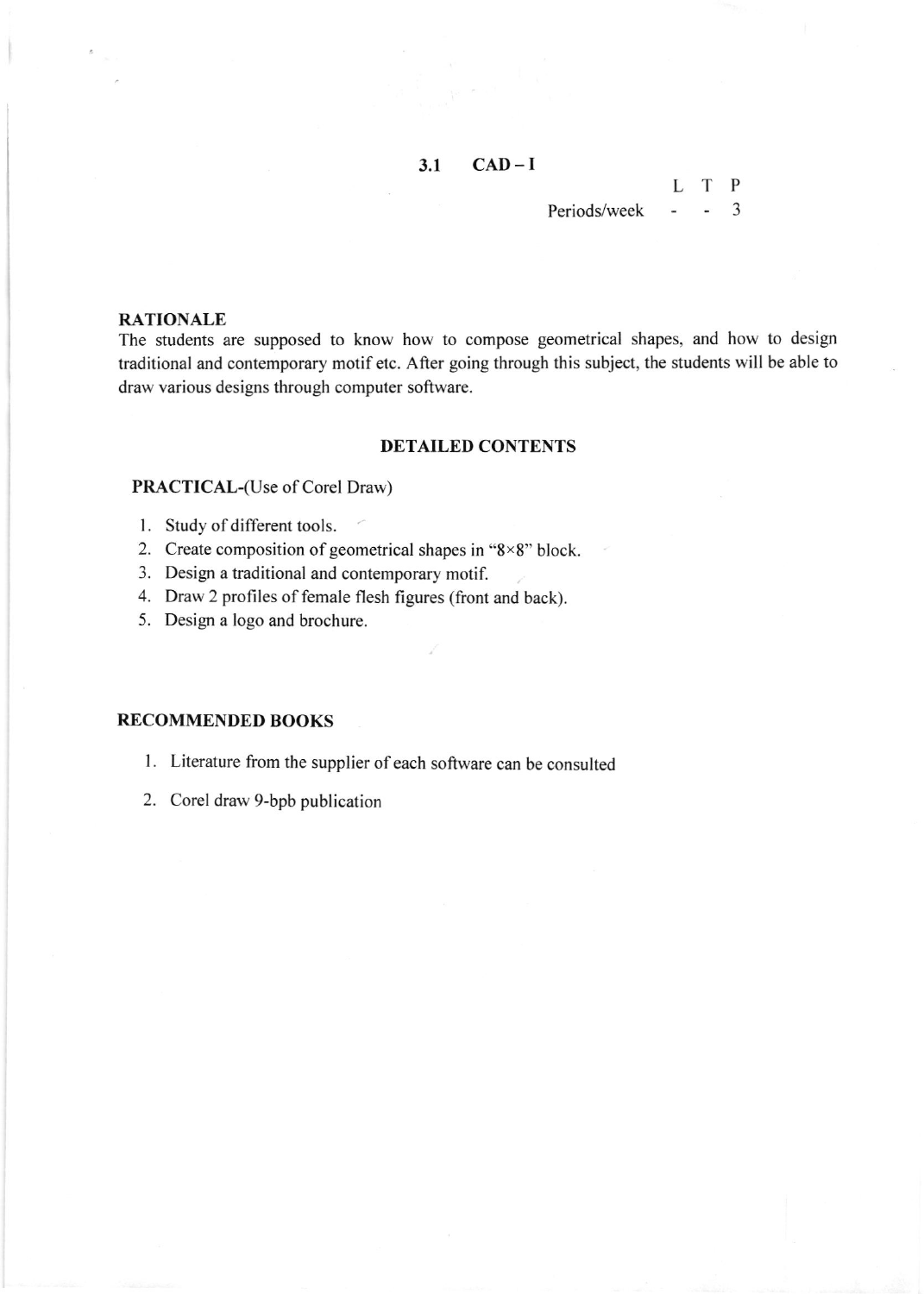## 3.1 CAD – I

| | L | T | P |
|---|---|---|---|
| Periods/week | - | - | 3 |

### RATIONALE

The students are supposed to know how to compose geometrical shapes, and how to design traditional and contemporary motif etc. After going through this subject, the students will be able to draw various designs through computer software.

### DETAILED CONTENTS

**PRACTICAL**-(Use of Corel Draw)

1. Study of different tools.
2. Create composition of geometrical shapes in "8×8" block.
3. Design a traditional and contemporary motif.
4. Draw 2 profiles of female flesh figures (front and back).
5. Design a logo and brochure.

### RECOMMENDED BOOKS

1. Literature from the supplier of each software can be consulted
2. Corel draw 9-bpb publication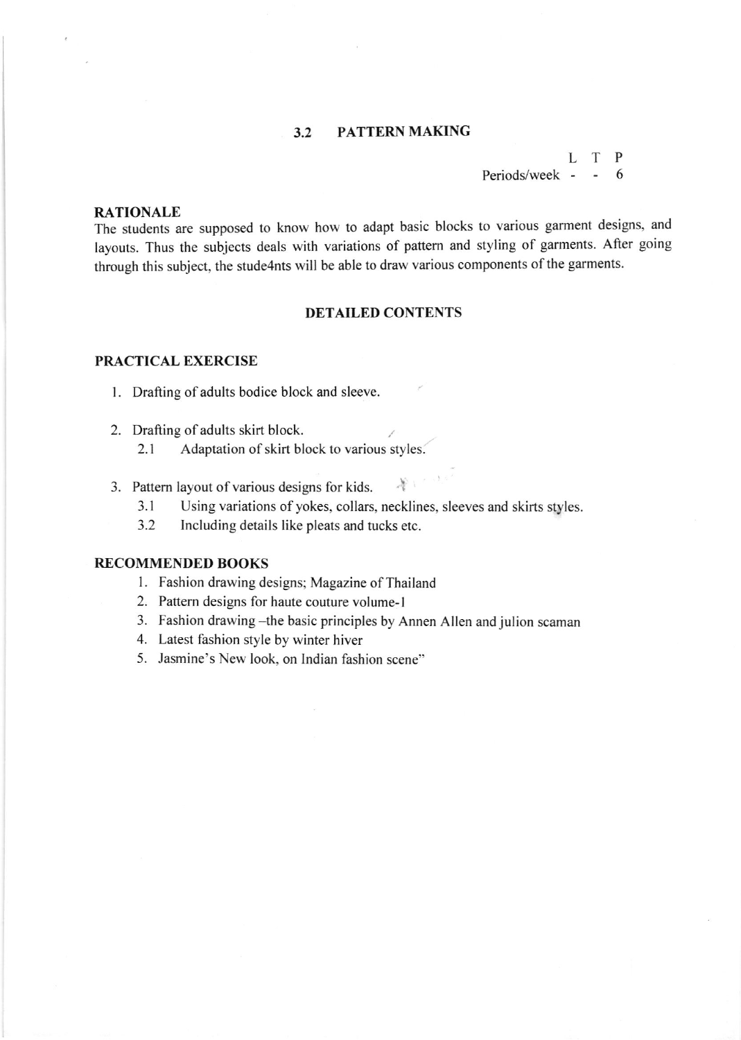## 3.2 PATTERN MAKING

| | L | T | P |
|---|---|---|---|
| Periods/week | - | - | 6 |

### RATIONALE

The students are supposed to know how to adapt basic blocks to various garment designs, and layouts. Thus the subjects deals with variations of pattern and styling of garments. After going through this subject, the stude4nts will be able to draw various components of the garments.

### DETAILED CONTENTS

### PRACTICAL EXERCISE

1. Drafting of adults bodice block and sleeve.
2. Drafting of adults skirt block.
   - 2.1 Adaptation of skirt block to various styles.
3. Pattern layout of various designs for kids.
   - 3.1 Using variations of yokes, collars, necklines, sleeves and skirts styles.
   - 3.2 Including details like pleats and tucks etc.

### RECOMMENDED BOOKS

1. Fashion drawing designs; Magazine of Thailand
2. Pattern designs for haute couture volume-1
3. Fashion drawing –the basic principles by Annen Allen and julion scaman
4. Latest fashion style by winter hiver
5. Jasmine's New look, on Indian fashion scene"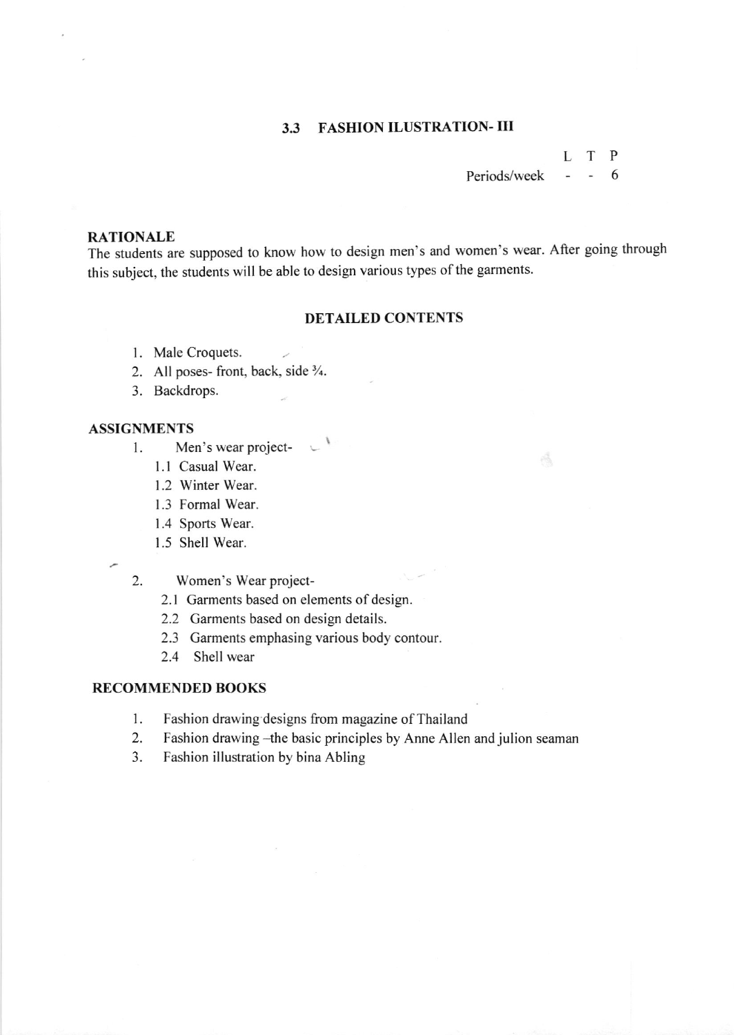## 3.3 FASHION ILUSTRATION- III

| | L | T | P |
|---|---|---|---|
| Periods/week | - | - | 6 |

### RATIONALE

The students are supposed to know how to design men's and women's wear. After going through this subject, the students will be able to design various types of the garments.

### DETAILED CONTENTS

1. Male Croquets.
2. All poses- front, back, side ¾.
3. Backdrops.

### ASSIGNMENTS

1. Men's wear project-
   - 1.1 Casual Wear.
   - 1.2 Winter Wear.
   - 1.3 Formal Wear.
   - 1.4 Sports Wear.
   - 1.5 Shell Wear.

2. Women's Wear project-
   - 2.1 Garments based on elements of design.
   - 2.2 Garments based on design details.
   - 2.3 Garments emphasing various body contour.
   - 2.4 Shell wear

### RECOMMENDED BOOKS

1. Fashion drawing designs from magazine of Thailand
2. Fashion drawing –the basic principles by Anne Allen and julion seaman
3. Fashion illustration by bina Abling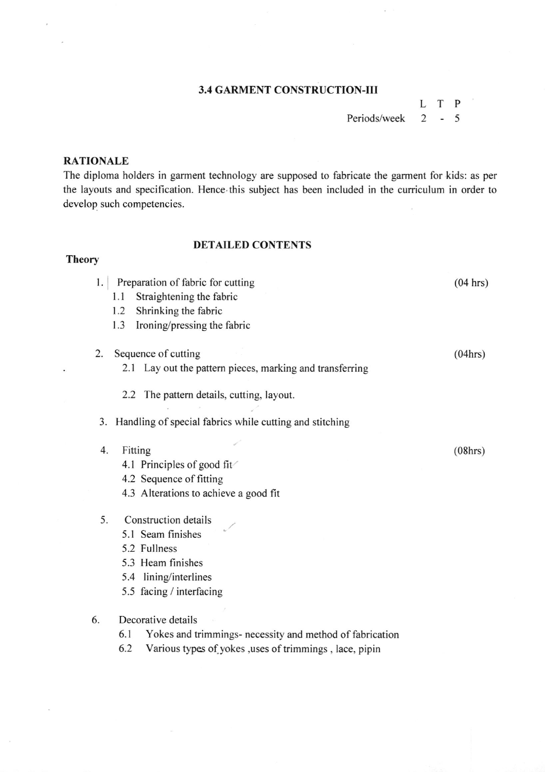## 3.4 GARMENT CONSTRUCTION-III

| | L | T | P |
|---|---|---|---|
| Periods/week | 2 | - | 5 |

### RATIONALE

The diploma holders in garment technology are supposed to fabricate the garment for kids: as per the layouts and specification. Hence this subject has been included in the curriculum in order to develop such competencies.

### DETAILED CONTENTS

**Theory**

1. Preparation of fabric for cutting (04 hrs)
   - 1.1 Straightening the fabric
   - 1.2 Shrinking the fabric
   - 1.3 Ironing/pressing the fabric

2. Sequence of cutting (04hrs)
   - 2.1 Lay out the pattern pieces, marking and transferring
   - 2.2 The pattern details, cutting, layout.

3. Handling of special fabrics while cutting and stitching

4. Fitting (08hrs)
   - 4.1 Principles of good fit
   - 4.2 Sequence of fitting
   - 4.3 Alterations to achieve a good fit

5. Construction details
   - 5.1 Seam finishes
   - 5.2 Fullness
   - 5.3 Heam finishes
   - 5.4 lining/interlines
   - 5.5 facing / interfacing

6. Decorative details
   - 6.1 Yokes and trimmings- necessity and method of fabrication
   - 6.2 Various types of yokes ,uses of trimmings , lace, pipin